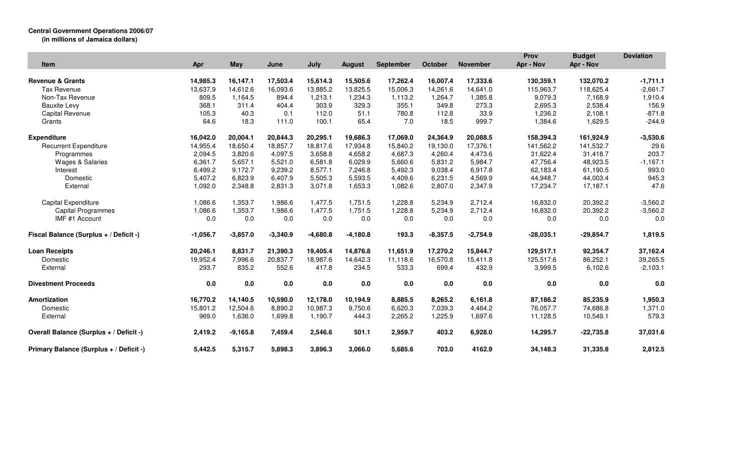**Central Government Operations 2006/07**
**(in millions of Jamaica dollars)**

| Item | Apr | May | June | July | August | September | October | November | Prov Apr - Nov | Budget Apr - Nov | Deviation |
|---|---|---|---|---|---|---|---|---|---|---|---|
| **Revenue & Grants** | **14,985.3** | **16,147.1** | **17,503.4** | **15,614.3** | **15,505.6** | **17,262.4** | **16,007.4** | **17,333.6** | **130,359.1** | **132,070.2** | **-1,711.1** |
| Tax Revenue | 13,637.9 | 14,612.6 | 16,093.6 | 13,885.2 | 13,825.5 | 15,006.3 | 14,261.6 | 14,641.0 | 115,963.7 | 118,625.4 | -2,661.7 |
| Non-Tax Revenue | 809.5 | 1,164.5 | 894.4 | 1,213.1 | 1,234.3 | 1,113.2 | 1,264.7 | 1,385.8 | 9,079.3 | 7,168.9 | 1,910.4 |
| Bauxite Levy | 368.1 | 311.4 | 404.4 | 303.9 | 329.3 | 355.1 | 349.8 | 273.3 | 2,695.3 | 2,538.4 | 156.9 |
| Capital Revenue | 105.3 | 40.3 | 0.1 | 112.0 | 51.1 | 780.8 | 112.8 | 33.9 | 1,236.2 | 2,108.1 | -871.8 |
| Grants | 64.6 | 18.3 | 111.0 | 100.1 | 65.4 | 7.0 | 18.5 | 999.7 | 1,384.6 | 1,629.5 | -244.9 |
| **Expenditure** | **16,042.0** | **20,004.1** | **20,844.3** | **20,295.1** | **19,686.3** | **17,069.0** | **24,364.9** | **20,088.5** | **158,394.3** | **161,924.9** | **-3,530.6** |
| Recurrent Expenditure | 14,955.4 | 18,650.4 | 18,857.7 | 18,817.6 | 17,934.8 | 15,840.2 | 19,130.0 | 17,376.1 | 141,562.2 | 141,532.7 | 29.6 |
| Programmes | 2,094.5 | 3,820.6 | 4,097.5 | 3,658.8 | 4,658.2 | 4,687.3 | 4,260.4 | 4,473.6 | 31,622.4 | 31,418.7 | 203.7 |
| Wages & Salaries | 6,361.7 | 5,657.1 | 5,521.0 | 6,581.8 | 6,029.9 | 5,660.6 | 5,831.2 | 5,984.7 | 47,756.4 | 48,923.5 | -1,167.1 |
| Interest | 6,499.2 | 9,172.7 | 9,239.2 | 8,577.1 | 7,246.8 | 5,492.3 | 9,038.4 | 6,917.8 | 62,183.4 | 61,190.5 | 993.0 |
| Domestic | 5,407.2 | 6,823.9 | 6,407.9 | 5,505.3 | 5,593.5 | 4,409.6 | 6,231.5 | 4,569.9 | 44,948.7 | 44,003.4 | 945.3 |
| External | 1,092.0 | 2,348.8 | 2,831.3 | 3,071.8 | 1,653.3 | 1,082.6 | 2,807.0 | 2,347.9 | 17,234.7 | 17,187.1 | 47.6 |
| Capital Expenditure | 1,086.6 | 1,353.7 | 1,986.6 | 1,477.5 | 1,751.5 | 1,228.8 | 5,234.9 | 2,712.4 | 16,832.0 | 20,392.2 | -3,560.2 |
| Capital Programmes | 1,086.6 | 1,353.7 | 1,986.6 | 1,477.5 | 1,751.5 | 1,228.8 | 5,234.9 | 2,712.4 | 16,832.0 | 20,392.2 | -3,560.2 |
| IMF #1 Account | 0.0 | 0.0 | 0.0 | 0.0 | 0.0 | 0.0 | 0.0 | 0.0 | 0.0 | 0.0 | 0.0 |
| **Fiscal Balance (Surplus + / Deficit -)** | **-1,056.7** | **-3,857.0** | **-3,340.9** | **-4,680.8** | **-4,180.8** | **193.3** | **-8,357.5** | **-2,754.9** | **-28,035.1** | **-29,854.7** | **1,819.5** |
| **Loan Receipts** | **20,246.1** | **8,831.7** | **21,390.3** | **19,405.4** | **14,876.8** | **11,651.9** | **17,270.2** | **15,844.7** | **129,517.1** | **92,354.7** | **37,162.4** |
| Domestic | 19,952.4 | 7,996.6 | 20,837.7 | 18,987.6 | 14,642.3 | 11,118.6 | 16,570.8 | 15,411.8 | 125,517.6 | 86,252.1 | 39,265.5 |
| External | 293.7 | 835.2 | 552.6 | 417.8 | 234.5 | 533.3 | 699.4 | 432.9 | 3,999.5 | 6,102.6 | -2,103.1 |
| **Divestment Proceeds** | **0.0** | **0.0** | **0.0** | **0.0** | **0.0** | **0.0** | **0.0** | **0.0** | **0.0** | **0.0** | **0.0** |
| **Amortization** | **16,770.2** | **14,140.5** | **10,590.0** | **12,178.0** | **10,194.9** | **8,885.5** | **8,265.2** | **6,161.8** | **87,186.2** | **85,235.9** | **1,950.3** |
| Domestic | 15,801.2 | 12,504.6 | 8,890.2 | 10,987.3 | 9,750.6 | 6,620.3 | 7,039.3 | 4,464.2 | 76,057.7 | 74,686.8 | 1,371.0 |
| External | 969.0 | 1,636.0 | 1,699.8 | 1,190.7 | 444.3 | 2,265.2 | 1,225.9 | 1,697.6 | 11,128.5 | 10,549.1 | 579.3 |
| **Overall Balance (Surplus + / Deficit -)** | **2,419.2** | **-9,165.8** | **7,459.4** | **2,546.6** | **501.1** | **2,959.7** | **403.2** | **6,928.0** | **14,295.7** | **-22,735.8** | **37,031.6** |
| **Primary Balance (Surplus + / Deficit -)** | **5,442.5** | **5,315.7** | **5,898.3** | **3,896.3** | **3,066.0** | **5,685.6** | **703.0** | **4162.9** | **34,148.3** | **31,335.8** | **2,812.5** |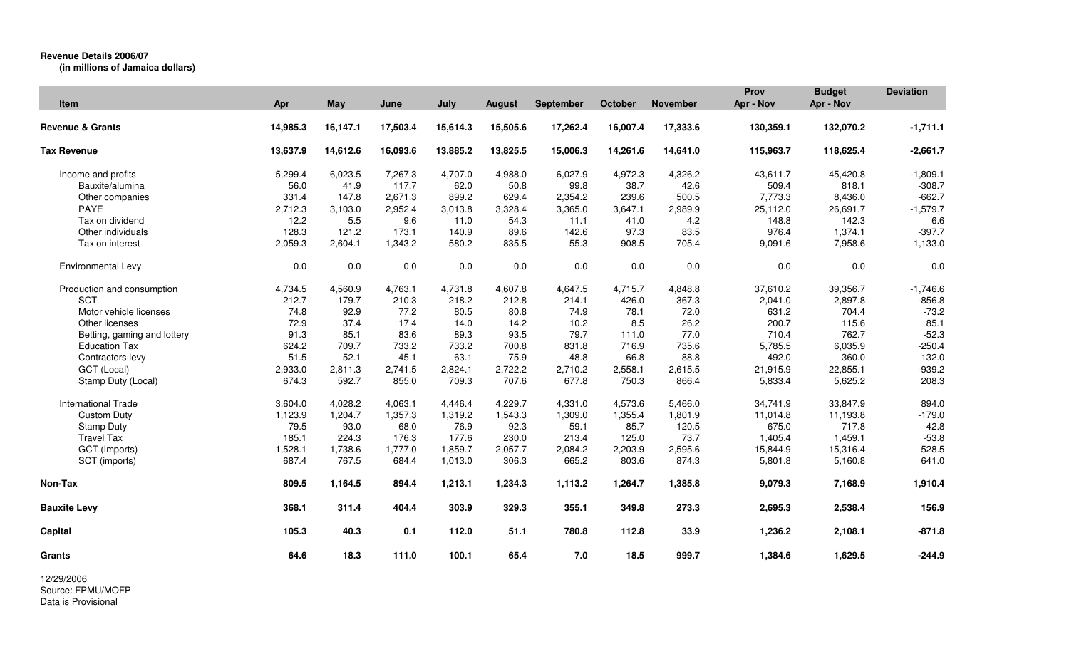**Revenue Details 2006/07**
**(in millions of Jamaica dollars)**

| Item | Apr | May | June | July | August | September | October | November | Prov Apr - Nov | Budget Apr - Nov | Deviation |
|---|---|---|---|---|---|---|---|---|---|---|---|
| **Revenue & Grants** | **14,985.3** | **16,147.1** | **17,503.4** | **15,614.3** | **15,505.6** | **17,262.4** | **16,007.4** | **17,333.6** | **130,359.1** | **132,070.2** | **-1,711.1** |
| **Tax Revenue** | **13,637.9** | **14,612.6** | **16,093.6** | **13,885.2** | **13,825.5** | **15,006.3** | **14,261.6** | **14,641.0** | **115,963.7** | **118,625.4** | **-2,661.7** |
| Income and profits | 5,299.4 | 6,023.5 | 7,267.3 | 4,707.0 | 4,988.0 | 6,027.9 | 4,972.3 | 4,326.2 | 43,611.7 | 45,420.8 | -1,809.1 |
| Bauxite/alumina | 56.0 | 41.9 | 117.7 | 62.0 | 50.8 | 99.8 | 38.7 | 42.6 | 509.4 | 818.1 | -308.7 |
| Other companies | 331.4 | 147.8 | 2,671.3 | 899.2 | 629.4 | 2,354.2 | 239.6 | 500.5 | 7,773.3 | 8,436.0 | -662.7 |
| PAYE | 2,712.3 | 3,103.0 | 2,952.4 | 3,013.8 | 3,328.4 | 3,365.0 | 3,647.1 | 2,989.9 | 25,112.0 | 26,691.7 | -1,579.7 |
| Tax on dividend | 12.2 | 5.5 | 9.6 | 11.0 | 54.3 | 11.1 | 41.0 | 4.2 | 148.8 | 142.3 | 6.6 |
| Other individuals | 128.3 | 121.2 | 173.1 | 140.9 | 89.6 | 142.6 | 97.3 | 83.5 | 976.4 | 1,374.1 | -397.7 |
| Tax on interest | 2,059.3 | 2,604.1 | 1,343.2 | 580.2 | 835.5 | 55.3 | 908.5 | 705.4 | 9,091.6 | 7,958.6 | 1,133.0 |
| Environmental Levy | 0.0 | 0.0 | 0.0 | 0.0 | 0.0 | 0.0 | 0.0 | 0.0 | 0.0 | 0.0 | 0.0 |
| Production and consumption | 4,734.5 | 4,560.9 | 4,763.1 | 4,731.8 | 4,607.8 | 4,647.5 | 4,715.7 | 4,848.8 | 37,610.2 | 39,356.7 | -1,746.6 |
| SCT | 212.7 | 179.7 | 210.3 | 218.2 | 212.8 | 214.1 | 426.0 | 367.3 | 2,041.0 | 2,897.8 | -856.8 |
| Motor vehicle licenses | 74.8 | 92.9 | 77.2 | 80.5 | 80.8 | 74.9 | 78.1 | 72.0 | 631.2 | 704.4 | -73.2 |
| Other licenses | 72.9 | 37.4 | 17.4 | 14.0 | 14.2 | 10.2 | 8.5 | 26.2 | 200.7 | 115.6 | 85.1 |
| Betting, gaming and lottery | 91.3 | 85.1 | 83.6 | 89.3 | 93.5 | 79.7 | 111.0 | 77.0 | 710.4 | 762.7 | -52.3 |
| Education Tax | 624.2 | 709.7 | 733.2 | 733.2 | 700.8 | 831.8 | 716.9 | 735.6 | 5,785.5 | 6,035.9 | -250.4 |
| Contractors levy | 51.5 | 52.1 | 45.1 | 63.1 | 75.9 | 48.8 | 66.8 | 88.8 | 492.0 | 360.0 | 132.0 |
| GCT (Local) | 2,933.0 | 2,811.3 | 2,741.5 | 2,824.1 | 2,722.2 | 2,710.2 | 2,558.1 | 2,615.5 | 21,915.9 | 22,855.1 | -939.2 |
| Stamp Duty (Local) | 674.3 | 592.7 | 855.0 | 709.3 | 707.6 | 677.8 | 750.3 | 866.4 | 5,833.4 | 5,625.2 | 208.3 |
| International Trade | 3,604.0 | 4,028.2 | 4,063.1 | 4,446.4 | 4,229.7 | 4,331.0 | 4,573.6 | 5,466.0 | 34,741.9 | 33,847.9 | 894.0 |
| Custom Duty | 1,123.9 | 1,204.7 | 1,357.3 | 1,319.2 | 1,543.3 | 1,309.0 | 1,355.4 | 1,801.9 | 11,014.8 | 11,193.8 | -179.0 |
| Stamp Duty | 79.5 | 93.0 | 68.0 | 76.9 | 92.3 | 59.1 | 85.7 | 120.5 | 675.0 | 717.8 | -42.8 |
| Travel Tax | 185.1 | 224.3 | 176.3 | 177.6 | 230.0 | 213.4 | 125.0 | 73.7 | 1,405.4 | 1,459.1 | -53.8 |
| GCT (Imports) | 1,528.1 | 1,738.6 | 1,777.0 | 1,859.7 | 2,057.7 | 2,084.2 | 2,203.9 | 2,595.6 | 15,844.9 | 15,316.4 | 528.5 |
| SCT (imports) | 687.4 | 767.5 | 684.4 | 1,013.0 | 306.3 | 665.2 | 803.6 | 874.3 | 5,801.8 | 5,160.8 | 641.0 |
| **Non-Tax** | **809.5** | **1,164.5** | **894.4** | **1,213.1** | **1,234.3** | **1,113.2** | **1,264.7** | **1,385.8** | **9,079.3** | **7,168.9** | **1,910.4** |
| **Bauxite Levy** | **368.1** | **311.4** | **404.4** | **303.9** | **329.3** | **355.1** | **349.8** | **273.3** | **2,695.3** | **2,538.4** | **156.9** |
| **Capital** | **105.3** | **40.3** | **0.1** | **112.0** | **51.1** | **780.8** | **112.8** | **33.9** | **1,236.2** | **2,108.1** | **-871.8** |
| **Grants** | **64.6** | **18.3** | **111.0** | **100.1** | **65.4** | **7.0** | **18.5** | **999.7** | **1,384.6** | **1,629.5** | **-244.9** |

12/29/2006
Source: FPMU/MOFP
Data is Provisional